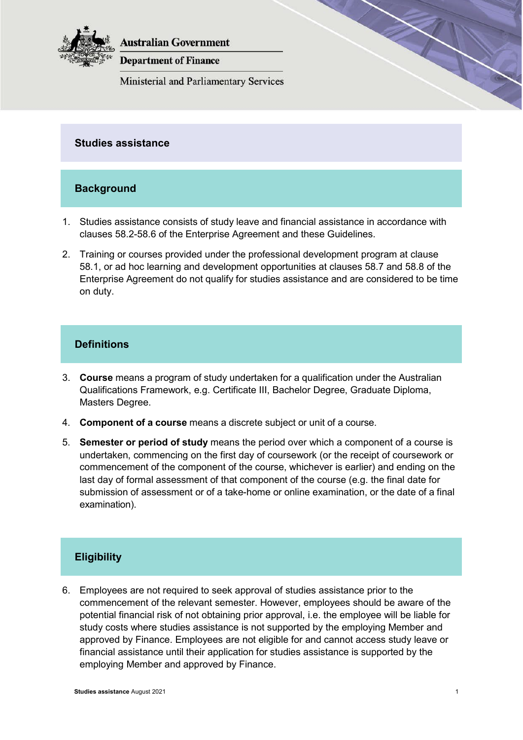Australian Government

Department of Finance

Ministerial and Parliamentary Services

# Studies assistance

## Background

1. Studies assistance consists of study leave and financial assistance in accordance with clauses 58.2-58.6 of the Enterprise Agreement and these Guidelines.

2. Training or courses provided under the professional development program at clause 58.1, or ad hoc learning and development opportunities at clauses 58.7 and 58.8 of the Enterprise Agreement do not qualify for studies assistance and are considered to be time on duty.

## Definitions

3. **Course** means a program of study undertaken for a qualification under the Australian Qualifications Framework, e.g. Certificate III, Bachelor Degree, Graduate Diploma, Masters Degree.

4. **Component of a course** means a discrete subject or unit of a course.

5. **Semester or period of study** means the period over which a component of a course is undertaken, commencing on the first day of coursework (or the receipt of coursework or commencement of the component of the course, whichever is earlier) and ending on the last day of formal assessment of that component of the course (e.g. the final date for submission of assessment or of a take-home or online examination, or the date of a final examination).

## Eligibility

6. Employees are not required to seek approval of studies assistance prior to the commencement of the relevant semester. However, employees should be aware of the potential financial risk of not obtaining prior approval, i.e. the employee will be liable for study costs where studies assistance is not supported by the employing Member and approved by Finance. Employees are not eligible for and cannot access study leave or financial assistance until their application for studies assistance is supported by the employing Member and approved by Finance.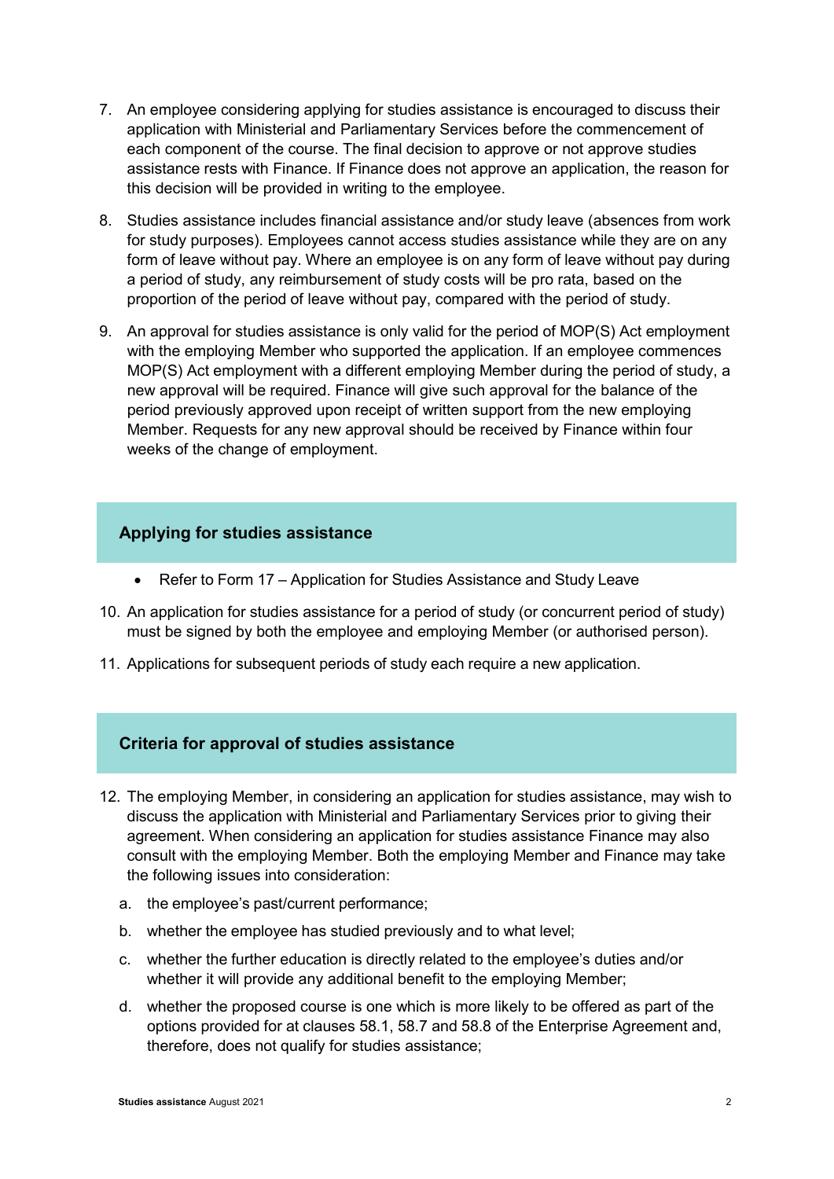7. An employee considering applying for studies assistance is encouraged to discuss their application with Ministerial and Parliamentary Services before the commencement of each component of the course. The final decision to approve or not approve studies assistance rests with Finance. If Finance does not approve an application, the reason for this decision will be provided in writing to the employee.

8. Studies assistance includes financial assistance and/or study leave (absences from work for study purposes). Employees cannot access studies assistance while they are on any form of leave without pay. Where an employee is on any form of leave without pay during a period of study, any reimbursement of study costs will be pro rata, based on the proportion of the period of leave without pay, compared with the period of study.

9. An approval for studies assistance is only valid for the period of MOP(S) Act employment with the employing Member who supported the application. If an employee commences MOP(S) Act employment with a different employing Member during the period of study, a new approval will be required. Finance will give such approval for the balance of the period previously approved upon receipt of written support from the new employing Member. Requests for any new approval should be received by Finance within four weeks of the change of employment.

## Applying for studies assistance

- Refer to Form 17 – Application for Studies Assistance and Study Leave

10. An application for studies assistance for a period of study (or concurrent period of study) must be signed by both the employee and employing Member (or authorised person).

11. Applications for subsequent periods of study each require a new application.

## Criteria for approval of studies assistance

12. The employing Member, in considering an application for studies assistance, may wish to discuss the application with Ministerial and Parliamentary Services prior to giving their agreement. When considering an application for studies assistance Finance may also consult with the employing Member. Both the employing Member and Finance may take the following issues into consideration:

    a. the employee's past/current performance;

    b. whether the employee has studied previously and to what level;

    c. whether the further education is directly related to the employee's duties and/or whether it will provide any additional benefit to the employing Member;

    d. whether the proposed course is one which is more likely to be offered as part of the options provided for at clauses 58.1, 58.7 and 58.8 of the Enterprise Agreement and, therefore, does not qualify for studies assistance;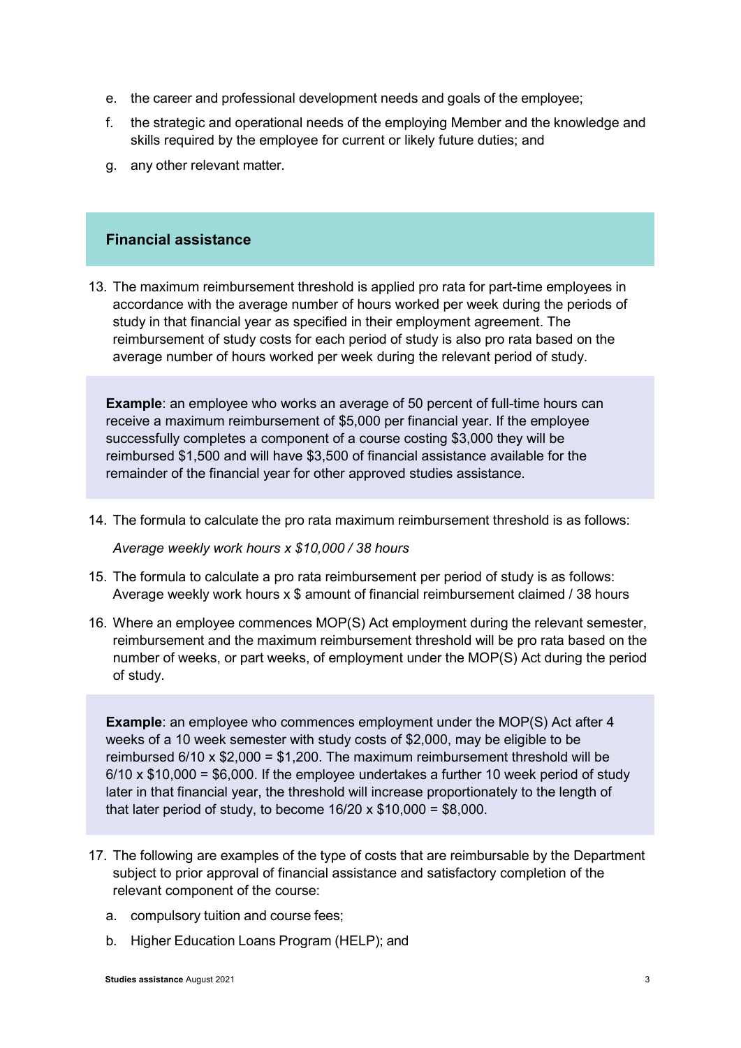e. the career and professional development needs and goals of the employee;
f. the strategic and operational needs of the employing Member and the knowledge and skills required by the employee for current or likely future duties; and
g. any other relevant matter.

## Financial assistance

13. The maximum reimbursement threshold is applied pro rata for part-time employees in accordance with the average number of hours worked per week during the periods of study in that financial year as specified in their employment agreement. The reimbursement of study costs for each period of study is also pro rata based on the average number of hours worked per week during the relevant period of study.

> **Example**: an employee who works an average of 50 percent of full-time hours can receive a maximum reimbursement of $5,000 per financial year. If the employee successfully completes a component of a course costing $3,000 they will be reimbursed $1,500 and will have $3,500 of financial assistance available for the remainder of the financial year for other approved studies assistance.

14. The formula to calculate the pro rata maximum reimbursement threshold is as follows:

    *Average weekly work hours x $10,000 / 38 hours*

15. The formula to calculate a pro rata reimbursement per period of study is as follows: Average weekly work hours x $ amount of financial reimbursement claimed / 38 hours
16. Where an employee commences MOP(S) Act employment during the relevant semester, reimbursement and the maximum reimbursement threshold will be pro rata based on the number of weeks, or part weeks, of employment under the MOP(S) Act during the period of study.

> **Example**: an employee who commences employment under the MOP(S) Act after 4 weeks of a 10 week semester with study costs of $2,000, may be eligible to be reimbursed 6/10 x $2,000 = $1,200. The maximum reimbursement threshold will be 6/10 x $10,000 = $6,000. If the employee undertakes a further 10 week period of study later in that financial year, the threshold will increase proportionately to the length of that later period of study, to become 16/20 x $10,000 = $8,000.

17. The following are examples of the type of costs that are reimbursable by the Department subject to prior approval of financial assistance and satisfactory completion of the relevant component of the course:
    a. compulsory tuition and course fees;
    b. Higher Education Loans Program (HELP); and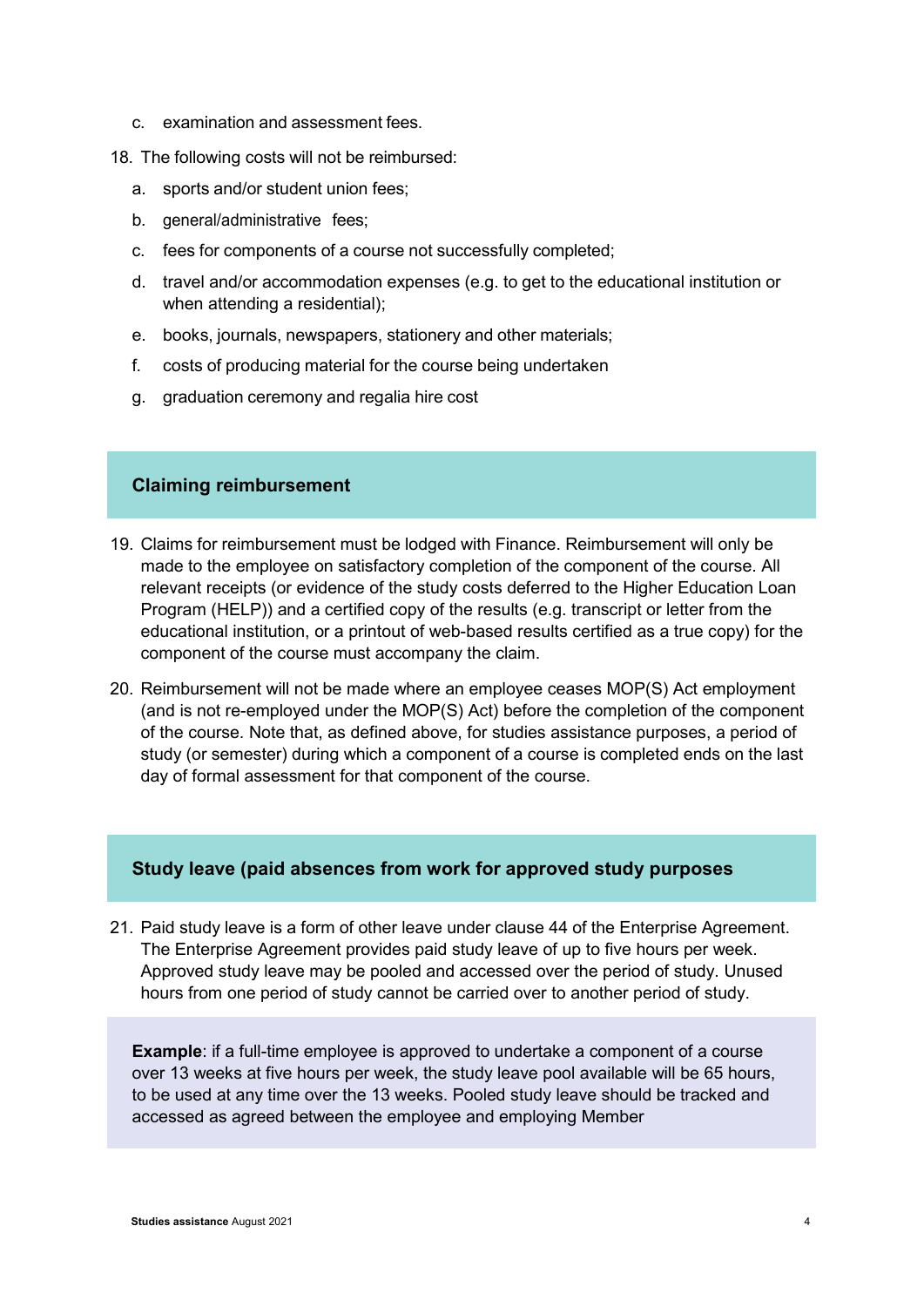c. examination and assessment fees.

18. The following costs will not be reimbursed:

    a. sports and/or student union fees;

    b. general/administrative fees;

    c. fees for components of a course not successfully completed;

    d. travel and/or accommodation expenses (e.g. to get to the educational institution or when attending a residential);

    e. books, journals, newspapers, stationery and other materials;

    f. costs of producing material for the course being undertaken

    g. graduation ceremony and regalia hire cost

## Claiming reimbursement

19. Claims for reimbursement must be lodged with Finance. Reimbursement will only be made to the employee on satisfactory completion of the component of the course. All relevant receipts (or evidence of the study costs deferred to the Higher Education Loan Program (HELP)) and a certified copy of the results (e.g. transcript or letter from the educational institution, or a printout of web-based results certified as a true copy) for the component of the course must accompany the claim.

20. Reimbursement will not be made where an employee ceases MOP(S) Act employment (and is not re-employed under the MOP(S) Act) before the completion of the component of the course. Note that, as defined above, for studies assistance purposes, a period of study (or semester) during which a component of a course is completed ends on the last day of formal assessment for that component of the course.

## Study leave (paid absences from work for approved study purposes

21. Paid study leave is a form of other leave under clause 44 of the Enterprise Agreement. The Enterprise Agreement provides paid study leave of up to five hours per week. Approved study leave may be pooled and accessed over the period of study. Unused hours from one period of study cannot be carried over to another period of study.

> **Example**: if a full-time employee is approved to undertake a component of a course over 13 weeks at five hours per week, the study leave pool available will be 65 hours, to be used at any time over the 13 weeks. Pooled study leave should be tracked and accessed as agreed between the employee and employing Member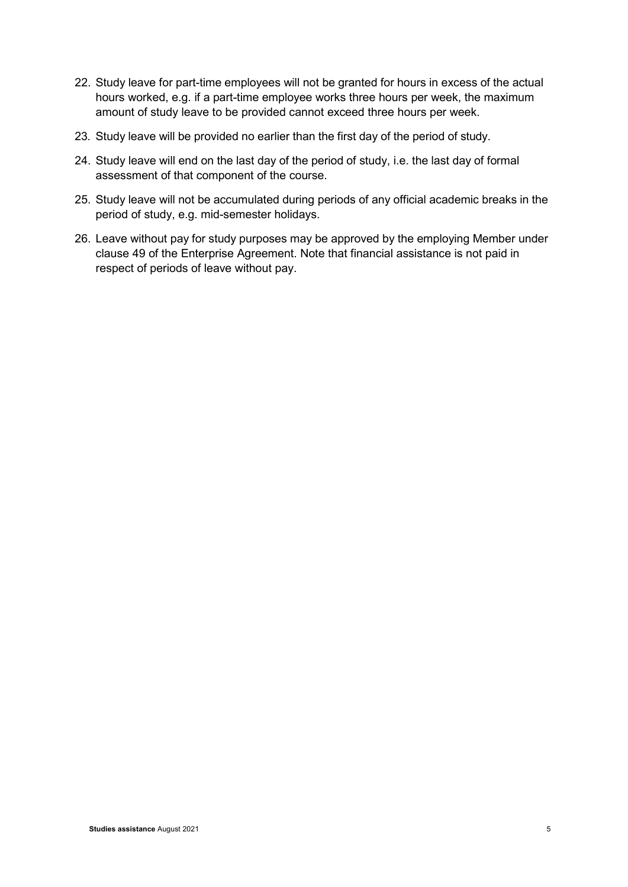22. Study leave for part-time employees will not be granted for hours in excess of the actual hours worked, e.g. if a part-time employee works three hours per week, the maximum amount of study leave to be provided cannot exceed three hours per week.
23. Study leave will be provided no earlier than the first day of the period of study.
24. Study leave will end on the last day of the period of study, i.e. the last day of formal assessment of that component of the course.
25. Study leave will not be accumulated during periods of any official academic breaks in the period of study, e.g. mid-semester holidays.
26. Leave without pay for study purposes may be approved by the employing Member under clause 49 of the Enterprise Agreement. Note that financial assistance is not paid in respect of periods of leave without pay.